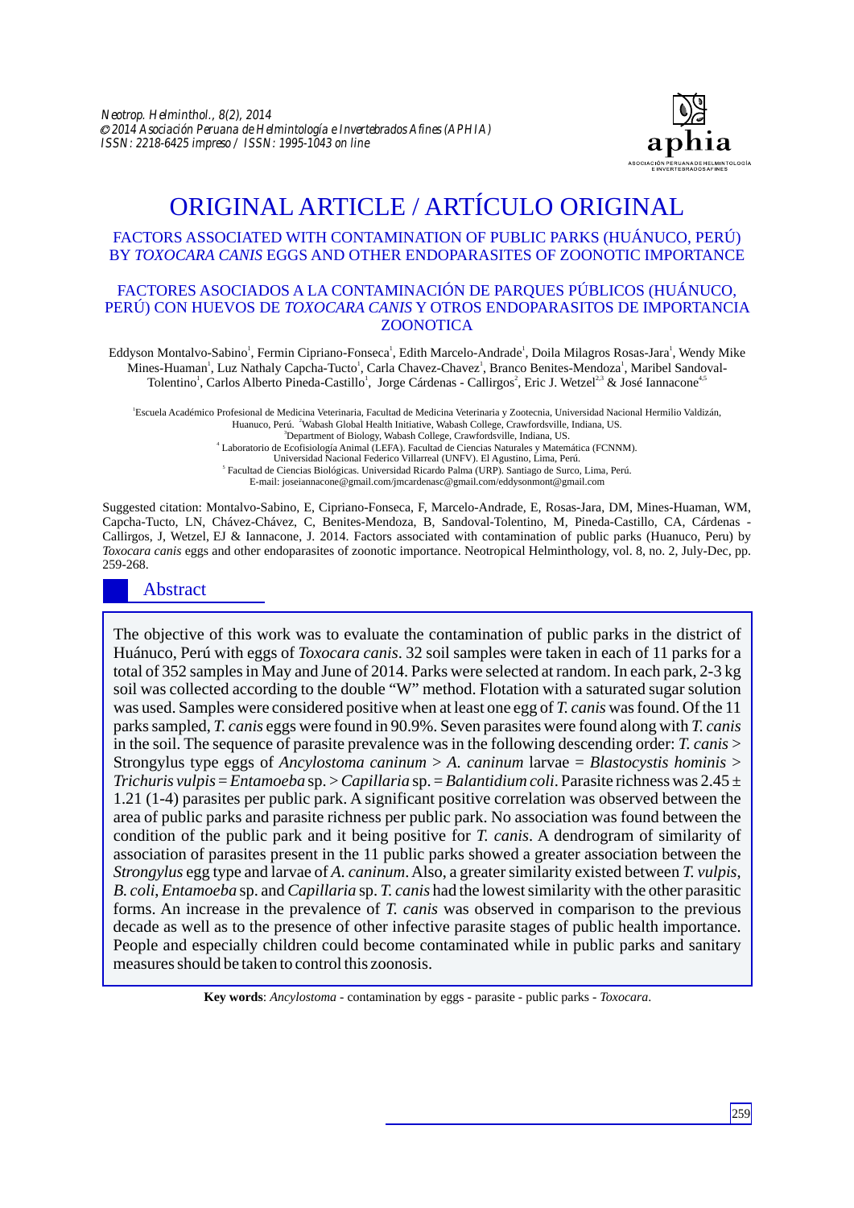# ORIGINAL ARTICLE / ARTÍCULO ORIGINAL

## FACTORS ASSOCIATED WITH CONTAMINATION OF PUBLIC PARKS (HUÁNUCO, PERÚ) BY *TOXOCARA CANIS* EGGS AND OTHER ENDOPARASITES OF ZOONOTIC IMPORTANCE

## FACTORES ASOCIADOS A LA CONTAMINACIÓN DE PARQUES PÚBLICOS (HUÁNUCO, PERÚ) CON HUEVOS DE *TOXOCARA CANIS* Y OTROS ENDOPARASITOS DE IMPORTANCIA ZOONOTICA

Eddyson Montalvo-Sabino[1], Fermin Cipriano-Fonseca[1], Edith Marcelo-Andrade[1], Doila Milagros Rosas-Jara[1], Wendy Mike Mines-Huaman[1], Luz Nathaly Capcha-Tucto[1], Carla Chavez-Chavez[1], Branco Benites-Mendoza[1], Maribel Sandoval-Tolentino[1], Carlos Alberto Pineda-Castillo[1], Jorge Cárdenas - Callirgos[2], Eric J. Wetzel[2,3] & José Iannacone[4,5]

[1]Escuela Académico Profesional de Medicina Veterinaria, Facultad de Medicina Veterinaria y Zootecnia, Universidad Nacional Hermilio Valdizán, Huanuco, Perú. [2]Wabash Global Health Initiative, Wabash College, Crawfordsville, Indiana, US.
[3]Department of Biology, Wabash College, Crawfordsville, Indiana, US.
[4] Laboratorio de Ecofisiología Animal (LEFA). Facultad de Ciencias Naturales y Matemática (FCNNM). Universidad Nacional Federico Villarreal (UNFV). El Agustino, Lima, Perú.
[5] Facultad de Ciencias Biológicas. Universidad Ricardo Palma (URP). Santiago de Surco, Lima, Perú.
E-mail: joseiannacone@gmail.com/jmcardenasc@gmail.com/eddysonmont@gmail.com

Suggested citation: Montalvo-Sabino, E, Cipriano-Fonseca, F, Marcelo-Andrade, E, Rosas-Jara, DM, Mines-Huaman, WM, Capcha-Tucto, LN, Chávez-Chávez, C, Benites-Mendoza, B, Sandoval-Tolentino, M, Pineda-Castillo, CA, Cárdenas - Callirgos, J, Wetzel, EJ & Iannacone, J. 2014. Factors associated with contamination of public parks (Huanuco, Peru) by *Toxocara canis* eggs and other endoparasites of zoonotic importance. Neotropical Helminthology, vol. 8, no. 2, July-Dec, pp. 259-268.

## Abstract

The objective of this work was to evaluate the contamination of public parks in the district of Huánuco, Perú with eggs of *Toxocara canis*. 32 soil samples were taken in each of 11 parks for a total of 352 samples in May and June of 2014. Parks were selected at random. In each park, 2-3 kg soil was collected according to the double "W" method. Flotation with a saturated sugar solution was used. Samples were considered positive when at least one egg of *T. canis* was found. Of the 11 parks sampled, *T. canis* eggs were found in 90.9%. Seven parasites were found along with *T. canis* in the soil. The sequence of parasite prevalence was in the following descending order: *T. canis* > Strongylus type eggs of *Ancylostoma caninum* > *A. caninum* larvae = *Blastocystis hominis* > *Trichuris vulpis* = *Entamoeba* sp. > *Capillaria* sp. = *Balantidium coli*. Parasite richness was 2.45 ± 1.21 (1-4) parasites per public park. A significant positive correlation was observed between the area of public parks and parasite richness per public park. No association was found between the condition of the public park and it being positive for *T. canis*. A dendrogram of similarity of association of parasites present in the 11 public parks showed a greater association between the *Strongylus* egg type and larvae of *A. caninum*. Also, a greater similarity existed between *T. vulpis*, *B. coli*, *Entamoeba* sp. and *Capillaria* sp. *T. canis* had the lowest similarity with the other parasitic forms. An increase in the prevalence of *T. canis* was observed in comparison to the previous decade as well as to the presence of other infective parasite stages of public health importance. People and especially children could become contaminated while in public parks and sanitary measures should be taken to control this zoonosis.

**Key words**: *Ancylostoma* - contamination by eggs - parasite - public parks - *Toxocara*.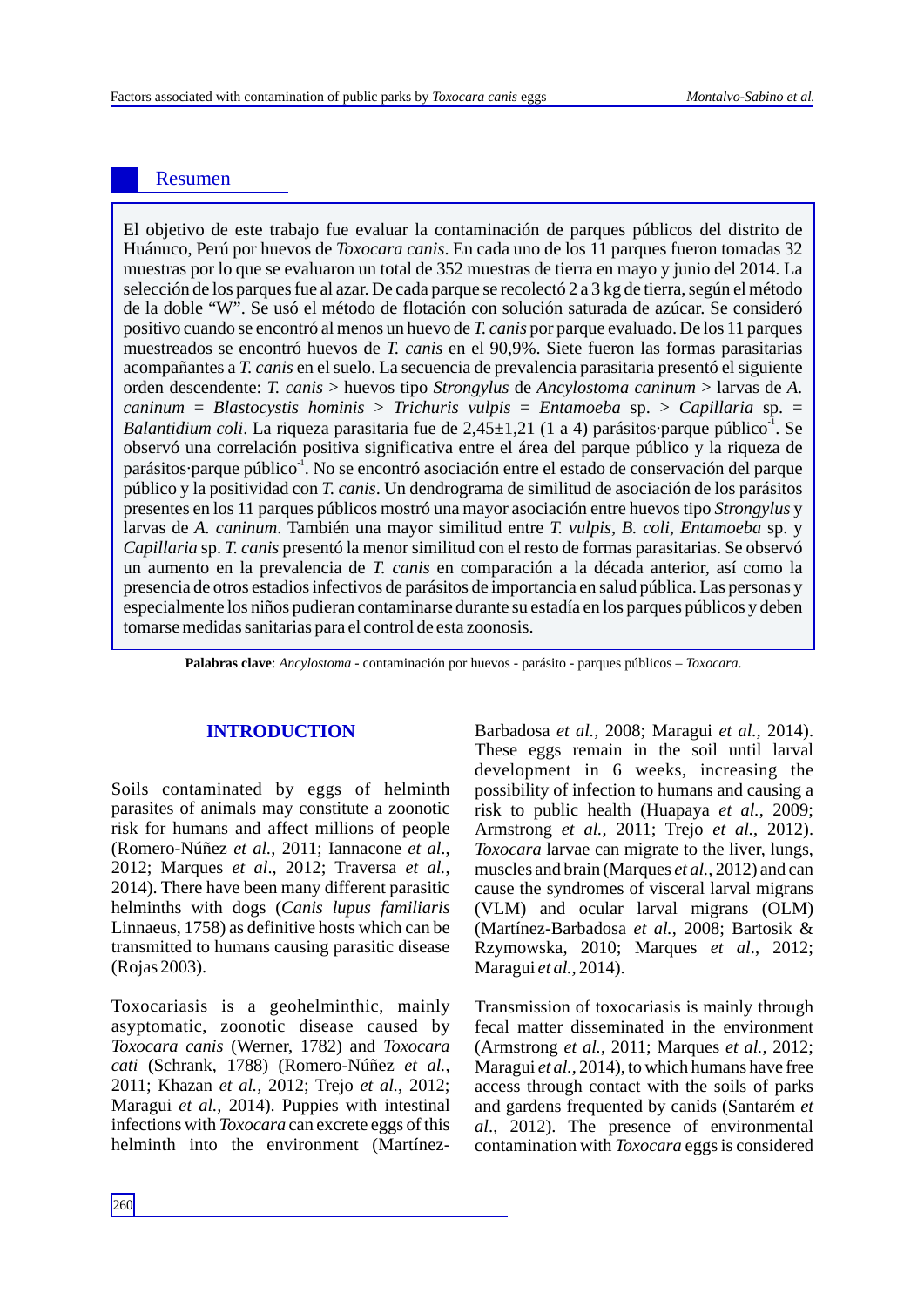## Resumen

El objetivo de este trabajo fue evaluar la contaminación de parques públicos del distrito de Huánuco, Perú por huevos de *Toxocara canis*. En cada uno de los 11 parques fueron tomadas 32 muestras por lo que se evaluaron un total de 352 muestras de tierra en mayo y junio del 2014. La selección de los parques fue al azar. De cada parque se recolectó 2 a 3 kg de tierra, según el método de la doble "W". Se usó el método de flotación con solución saturada de azúcar. Se consideró positivo cuando se encontró al menos un huevo de *T. canis* por parque evaluado. De los 11 parques muestreados se encontró huevos de *T. canis* en el 90,9%. Siete fueron las formas parasitarias acompañantes a *T. canis* en el suelo. La secuencia de prevalencia parasitaria presentó el siguiente orden descendente: *T. canis* > huevos tipo *Strongylus* de *Ancylostoma caninum* > larvas de *A. caninum* = *Blastocystis hominis* > *Trichuris vulpis* = *Entamoeba* sp. > *Capillaria* sp. = *Balantidium coli*. La riqueza parasitaria fue de 2,45±1,21 (1 a 4) parásitos·parque público$^{-1}$. Se observó una correlación positiva significativa entre el área del parque público y la riqueza de parásitos·parque público$^{-1}$. No se encontró asociación entre el estado de conservación del parque público y la positividad con *T. canis*. Un dendrograma de similitud de asociación de los parásitos presentes en los 11 parques públicos mostró una mayor asociación entre huevos tipo *Strongylus* y larvas de *A. caninum*. También una mayor similitud entre *T. vulpis*, *B. coli*, *Entamoeba* sp. y *Capillaria* sp. *T. canis* presentó la menor similitud con el resto de formas parasitarias. Se observó un aumento en la prevalencia de *T. canis* en comparación a la década anterior, así como la presencia de otros estadios infectivos de parásitos de importancia en salud pública. Las personas y especialmente los niños pudieran contaminarse durante su estadía en los parques públicos y deben tomarse medidas sanitarias para el control de esta zoonosis.

**Palabras clave**: *Ancylostoma* - contaminación por huevos - parásito - parques públicos – *Toxocara*.

## INTRODUCTION

Soils contaminated by eggs of helminth parasites of animals may constitute a zoonotic risk for humans and affect millions of people (Romero-Núñez *et al.*, 2011; Iannacone *et al.*, 2012; Marques *et al*., 2012; Traversa *et al.*, 2014). There have been many different parasitic helminths with dogs (*Canis lupus familiaris* Linnaeus, 1758) as definitive hosts which can be transmitted to humans causing parasitic disease (Rojas 2003).

Toxocariasis is a geohelminthic, mainly asyptomatic, zoonotic disease caused by *Toxocara canis* (Werner, 1782) and *Toxocara cati* (Schrank, 1788) (Romero-Núñez *et al.*, 2011; Khazan *et al.,* 2012; Trejo *et al.*, 2012; Maragui *et al.,* 2014). Puppies with intestinal infections with *Toxocara* can excrete eggs of this helminth into the environment (Martínez-Barbadosa *et al.,* 2008; Maragui *et al.,* 2014). These eggs remain in the soil until larval development in 6 weeks, increasing the possibility of infection to humans and causing a risk to public health (Huapaya *et al.*, 2009; Armstrong *et al.,* 2011; Trejo *et al.,* 2012). *Toxocara* larvae can migrate to the liver, lungs, muscles and brain (Marques *et al.,* 2012) and can cause the syndromes of visceral larval migrans (VLM) and ocular larval migrans (OLM) (Martínez-Barbadosa *et al.*, 2008; Bartosik & Rzymowska, 2010; Marques *et al*., 2012; Maragui *et al.,* 2014).

Transmission of toxocariasis is mainly through fecal matter disseminated in the environment (Armstrong *et al.,* 2011; Marques *et al.,* 2012; Maragui *et al.,* 2014), to which humans have free access through contact with the soils of parks and gardens frequented by canids (Santarém *et al*., 2012). The presence of environmental contamination with *Toxocara* eggs is considered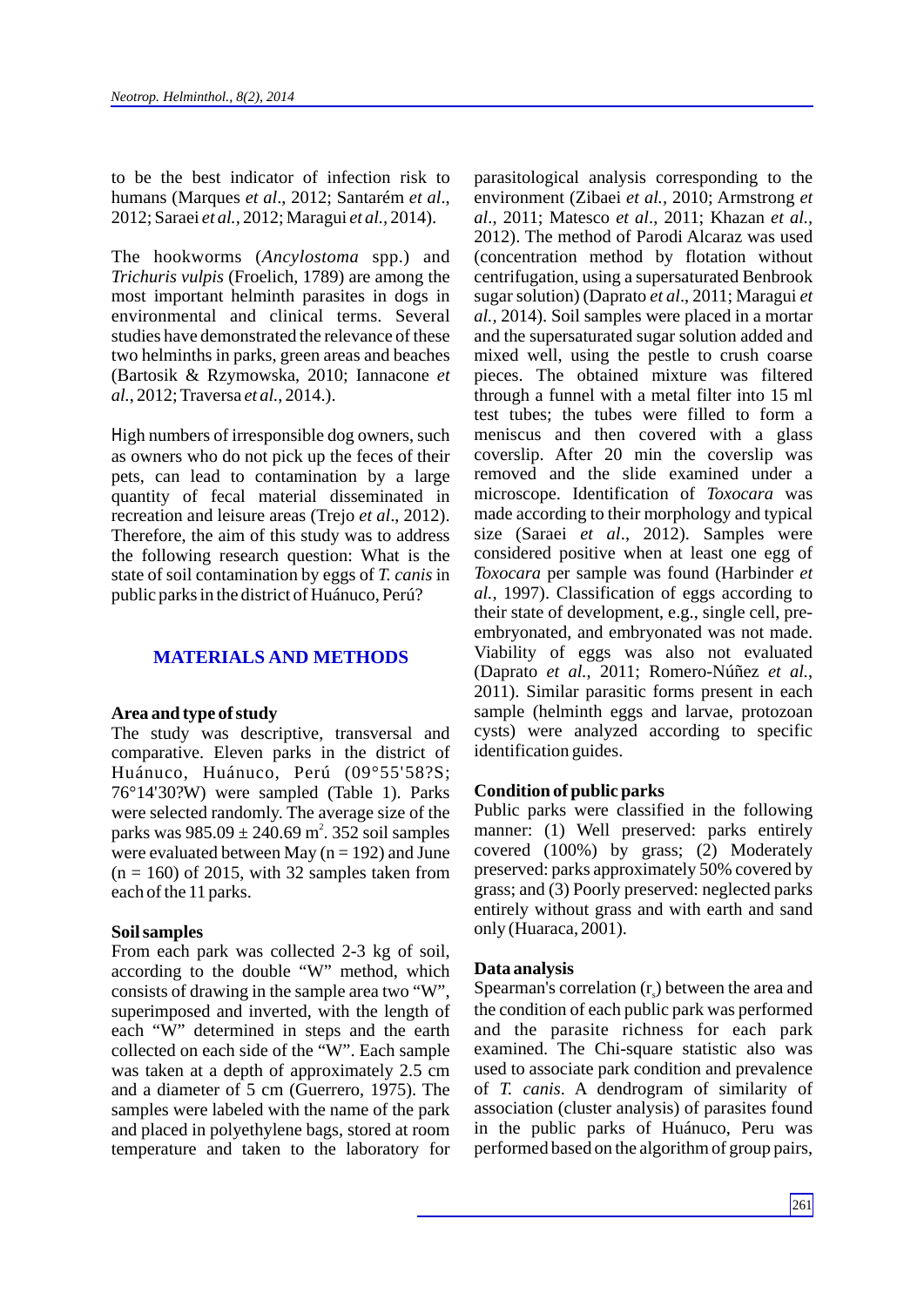to be the best indicator of infection risk to humans (Marques *et al*., 2012; Santarém *et al*., 2012; Saraei *et al.,* 2012; Maragui *et al.,* 2014).

The hookworms (*Ancylostoma* spp.) and *Trichuris vulpis* (Froelich, 1789) are among the most important helminth parasites in dogs in environmental and clinical terms. Several studies have demonstrated the relevance of these two helminths in parks, green areas and beaches (Bartosik & Rzymowska, 2010; Iannacone *et al.,* 2012; Traversa *et al.,* 2014.).

High numbers of irresponsible dog owners, such as owners who do not pick up the feces of their pets, can lead to contamination by a large quantity of fecal material disseminated in recreation and leisure areas (Trejo *et al*., 2012). Therefore, the aim of this study was to address the following research question: What is the state of soil contamination by eggs of *T. canis* in public parks in the district of Huánuco, Perú?

## MATERIALS AND METHODS

### Area and type of study

The study was descriptive, transversal and comparative. Eleven parks in the district of Huánuco, Huánuco, Perú (09°55'58?S; 76°14'30?W) were sampled (Table 1). Parks were selected randomly. The average size of the parks was 985.09 ± 240.69 m$^2$. 352 soil samples were evaluated between May (n = 192) and June (n = 160) of 2015, with 32 samples taken from each of the 11 parks.

### Soil samples

From each park was collected 2-3 kg of soil, according to the double "W" method, which consists of drawing in the sample area two "W", superimposed and inverted, with the length of each "W" determined in steps and the earth collected on each side of the "W". Each sample was taken at a depth of approximately 2.5 cm and a diameter of 5 cm (Guerrero, 1975). The samples were labeled with the name of the park and placed in polyethylene bags, stored at room temperature and taken to the laboratory for parasitological analysis corresponding to the environment (Zibaei *et al.,* 2010; Armstrong *et al*., 2011; Matesco *et al*., 2011; Khazan *et al.,* 2012). The method of Parodi Alcaraz was used (concentration method by flotation without centrifugation, using a supersaturated Benbrook sugar solution) (Daprato *et al*., 2011; Maragui *et al.,* 2014). Soil samples were placed in a mortar and the supersaturated sugar solution added and mixed well, using the pestle to crush coarse pieces. The obtained mixture was filtered through a funnel with a metal filter into 15 ml test tubes; the tubes were filled to form a meniscus and then covered with a glass coverslip. After 20 min the coverslip was removed and the slide examined under a microscope. Identification of *Toxocara* was made according to their morphology and typical size (Saraei *et al*., 2012). Samples were considered positive when at least one egg of *Toxocara* per sample was found (Harbinder *et al.,* 1997). Classification of eggs according to their state of development, e.g., single cell, pre-embryonated, and embryonated was not made. Viability of eggs was also not evaluated (Daprato *et al.,* 2011; Romero-Núñez *et al.*, 2011). Similar parasitic forms present in each sample (helminth eggs and larvae, protozoan cysts) were analyzed according to specific identification guides.

### Condition of public parks

Public parks were classified in the following manner: (1) Well preserved: parks entirely covered (100%) by grass; (2) Moderately preserved: parks approximately 50% covered by grass; and (3) Poorly preserved: neglected parks entirely without grass and with earth and sand only (Huaraca, 2001).

### Data analysis

Spearman's correlation ($r_s$) between the area and the condition of each public park was performed and the parasite richness for each park examined. The Chi-square statistic also was used to associate park condition and prevalence of *T. canis*. A dendrogram of similarity of association (cluster analysis) of parasites found in the public parks of Huánuco, Peru was performed based on the algorithm of group pairs,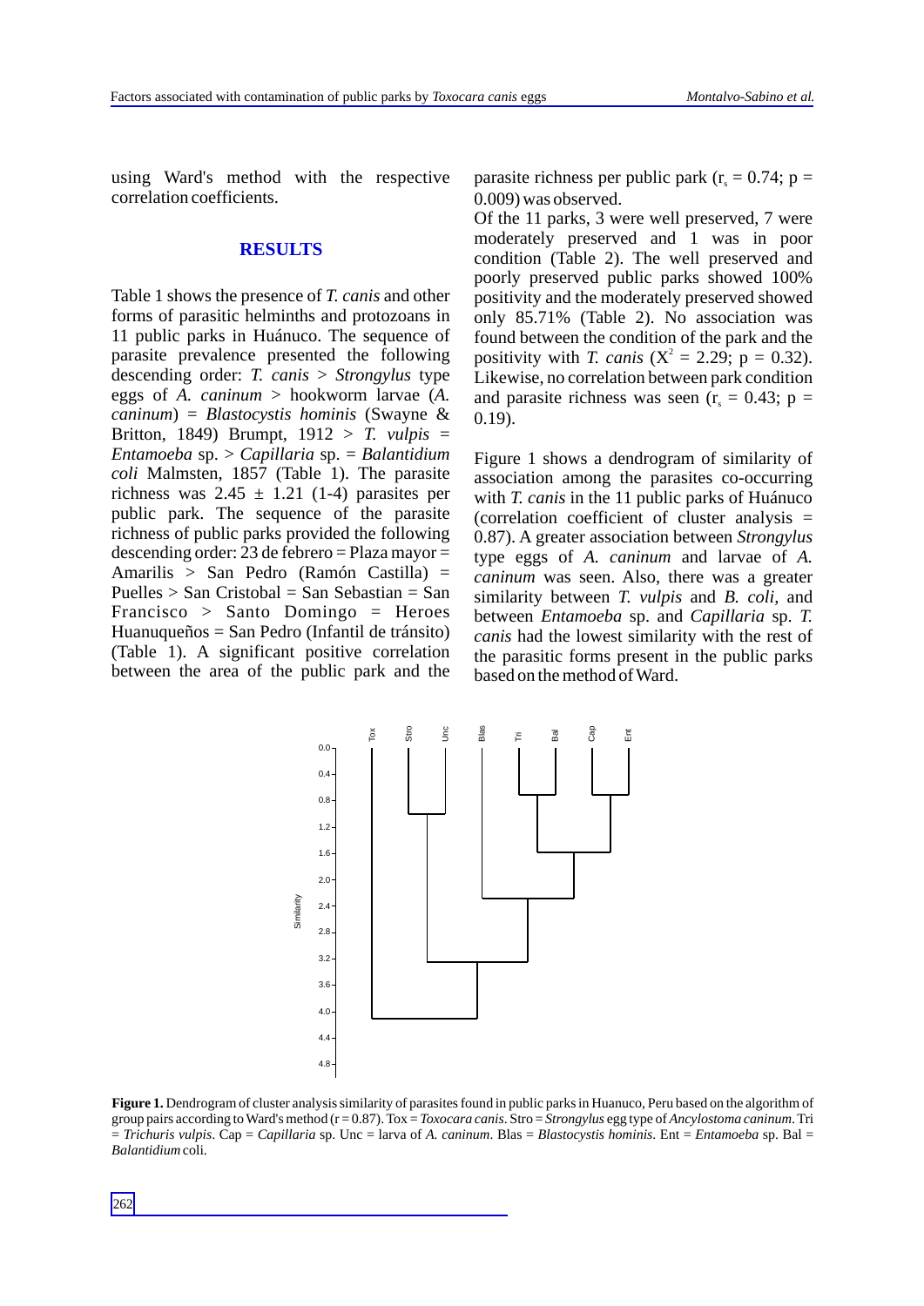using Ward's method with the respective correlation coefficients.

## RESULTS

Table 1 shows the presence of *T. canis* and other forms of parasitic helminths and protozoans in 11 public parks in Huánuco. The sequence of parasite prevalence presented the following descending order: *T. canis* > *Strongylus* type eggs of *A. caninum* > hookworm larvae (*A. caninum*) = *Blastocystis hominis* (Swayne & Britton, 1849) Brumpt, 1912 > *T. vulpis* = *Entamoeba* sp. > *Capillaria* sp. = *Balantidium coli* Malmsten, 1857 (Table 1). The parasite richness was 2.45 ± 1.21 (1-4) parasites per public park. The sequence of the parasite richness of public parks provided the following descending order: 23 de febrero = Plaza mayor = Amarilis > San Pedro (Ramón Castilla) = Puelles > San Cristobal = San Sebastian = San Francisco > Santo Domingo = Heroes Huanuqueños = San Pedro (Infantil de tránsito) (Table 1). A significant positive correlation between the area of the public park and the parasite richness per public park ($r_s$ = 0.74; p = 0.009) was observed.

Of the 11 parks, 3 were well preserved, 7 were moderately preserved and 1 was in poor condition (Table 2). The well preserved and poorly preserved public parks showed 100% positivity and the moderately preserved showed only 85.71% (Table 2). No association was found between the condition of the park and the positivity with *T. canis* ($X^2$ = 2.29; p = 0.32). Likewise, no correlation between park condition and parasite richness was seen ($r_s$ = 0.43; p = 0.19).

Figure 1 shows a dendrogram of similarity of association among the parasites co-occurring with *T. canis* in the 11 public parks of Huánuco (correlation coefficient of cluster analysis = 0.87). A greater association between *Strongylus* type eggs of *A. caninum* and larvae of *A. caninum* was seen. Also, there was a greater similarity between *T. vulpis* and *B. coli*, and between *Entamoeba* sp. and *Capillaria* sp. *T. canis* had the lowest similarity with the rest of the parasitic forms present in the public parks based on the method of Ward.

**Figure 1.** Dendrogram of cluster analysis similarity of parasites found in public parks in Huanuco, Peru based on the algorithm of group pairs according to Ward's method (r = 0.87). Tox = *Toxocara canis*. Stro = *Strongylus* egg type of *Ancylostoma caninum*. Tri = *Trichuris vulpis*. Cap = *Capillaria* sp. Unc = larva of *A. caninum*. Blas = *Blastocystis hominis*. Ent = *Entamoeba* sp. Bal = *Balantidium* coli.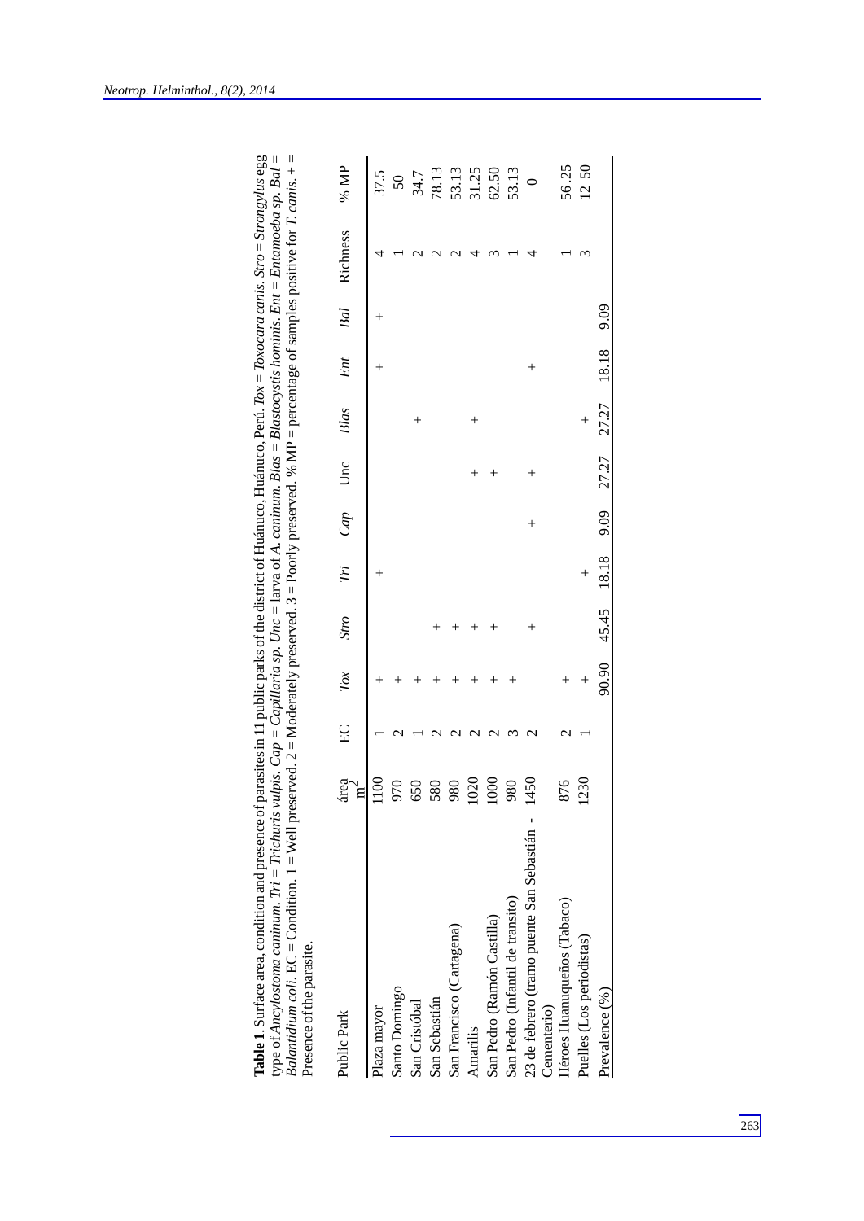**Table 1.** Surface area, condition and presence of parasites in 11 public parks of the district of Huánuco, Huánuco, Perú. *Tox* = *Toxocara canis*. *Stro* = *Strongylus* egg type of *Ancylostoma caninum*. *Tri* = *Trichuris vulpis*. *Cap* = *Capillaria sp*. *Unc* = larva of *A. caninum*. *Blas* = *Blastocystis hominis*. *Ent* = *Entamoeba sp*. *Bal* = *Balantidium coli*. EC = Condition. 1 = Well preserved. 2 = Moderately preserved. 3 = Poorly preserved. % MP = percentage of samples positive for *T. canis*. + = Presence of the parasite.

| Public Park | área m2 | EC | *Tox* | *Stro* | *Tri* | *Cap* | Unc | *Blas* | *Ent* | *Bal* | Richness | % MP |
|---|---|---|---|---|---|---|---|---|---|---|---|---|
| Plaza mayor | 1100 | 1 | + | | + | | | | + | + | 4 | 37.5 |
| Santo Domingo | 970 | 2 | + | | | | | | | | 1 | 50 |
| San Cristóbal | 650 | 1 | + | | | | | + | | | 2 | 34.7 |
| San Sebastián | 580 | 2 | + | + | | | | | | | 2 | 78.13 |
| San Francisco (Cartagena) | 980 | 2 | + | + | | | | | | | 2 | 53.13 |
| Amarilis | 1020 | 2 | + | + | | | + | + | | | 4 | 31.25 |
| San Pedro (Ramón Castilla) | 1000 | 2 | + | + | | | + | | | | 3 | 62.50 |
| San Pedro (Infantil de transito) | 980 | 3 | + | | | | | | | | 1 | 53.13 |
| 23 de febrero (tramo puente San Sebastián - Cementerio) | 1450 | 2 | | + | | + | + | | + | | 4 | 0 |
| Héroes Huanuqueños (Tabaco) | 876 | 2 | + | | | | | | | | 1 | 56.25 |
| Puelles (Los periodistas) | 1230 | 1 | + | | + | | | + | | | 3 | 12 50 |
| Prevalence (%) | | | 90.90 | 45.45 | 18.18 | 9.09 | 27.27 | 27.27 | 18.18 | 9.09 | | |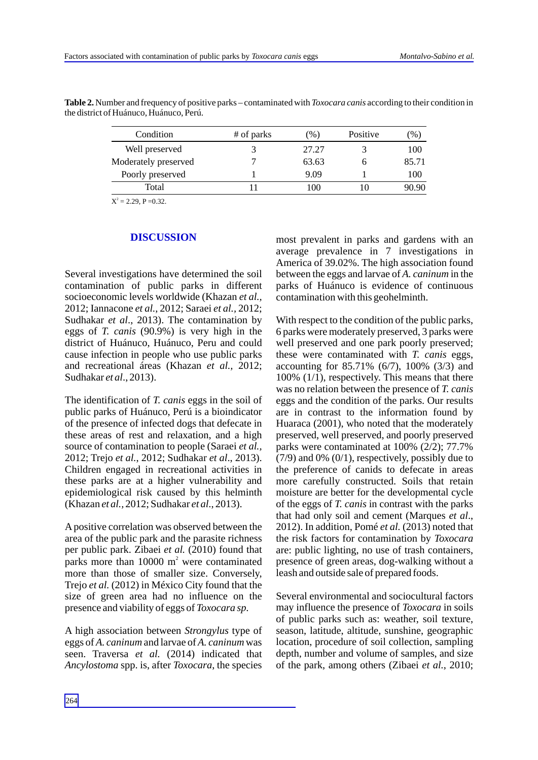**Table 2.** Number and frequency of positive parks – contaminated with *Toxocara canis* according to their condition in the district of Huánuco, Huánuco, Perú.

| Condition | # of parks | (%) | Positive | (%) |
|---|---|---|---|---|
| Well preserved | 3 | 27.27 | 3 | 100 |
| Moderately preserved | 7 | 63.63 | 6 | 85.71 |
| Poorly preserved | 1 | 9.09 | 1 | 100 |
| Total | 11 | 100 | 10 | 90.90 |

$X^2 = 2.29$, $P = 0.32$.

## DISCUSSION

Several investigations have determined the soil contamination of public parks in different socioeconomic levels worldwide (Khazan *et al.*, 2012; Iannacone *et al.*, 2012; Saraei *et al.*, 2012; Sudhakar *et al*., 2013). The contamination by eggs of *T. canis* (90.9%) is very high in the district of Huánuco, Huánuco, Peru and could cause infection in people who use public parks and recreational áreas (Khazan *et al.,* 2012; Sudhakar *et al*., 2013).

The identification of *T. canis* eggs in the soil of public parks of Huánuco, Perú is a bioindicator of the presence of infected dogs that defecate in these areas of rest and relaxation, and a high source of contamination to people (Saraei *et al.*, 2012; Trejo *et al.*, 2012; Sudhakar *et al*., 2013). Children engaged in recreational activities in these parks are at a higher vulnerability and epidemiological risk caused by this helminth (Khazan *et al.*, 2012; Sudhakar *et al*., 2013).

A positive correlation was observed between the area of the public park and the parasite richness per public park. Zibaei *et al.* (2010) found that parks more than 10000 $m^2$ were contaminated more than those of smaller size. Conversely, Trejo *et al.* (2012) in México City found that the size of green area had no influence on the presence and viability of eggs of *Toxocara sp.*

A high association between *Strongylus* type of eggs of *A. caninum* and larvae of *A. caninum* was seen. Traversa *et al.* (2014) indicated that *Ancylostoma* spp. is, after *Toxocara*, the species most prevalent in parks and gardens with an average prevalence in 7 investigations in America of 39.02%. The high association found between the eggs and larvae of *A. caninum* in the parks of Huánuco is evidence of continuous contamination with this geohelminth.

With respect to the condition of the public parks, 6 parks were moderately preserved, 3 parks were well preserved and one park poorly preserved; these were contaminated with *T. canis* eggs, accounting for 85.71% (6/7), 100% (3/3) and 100% (1/1), respectively. This means that there was no relation between the presence of *T. canis* eggs and the condition of the parks. Our results are in contrast to the information found by Huaraca (2001), who noted that the moderately preserved, well preserved, and poorly preserved parks were contaminated at 100% (2/2); 77.7% (7/9) and 0% (0/1), respectively, possibly due to the preference of canids to defecate in areas more carefully constructed. Soils that retain moisture are better for the developmental cycle of the eggs of *T. canis* in contrast with the parks that had only soil and cement (Marques *et al*., 2012). In addition, Pomé *et al.* (2013) noted that the risk factors for contamination by *Toxocara* are: public lighting, no use of trash containers, presence of green areas, dog-walking without a leash and outside sale of prepared foods.

Several environmental and sociocultural factors may influence the presence of *Toxocara* in soils of public parks such as: weather, soil texture, season, latitude, altitude, sunshine, geographic location, procedure of soil collection, sampling depth, number and volume of samples, and size of the park, among others (Zibaei *et al.*, 2010;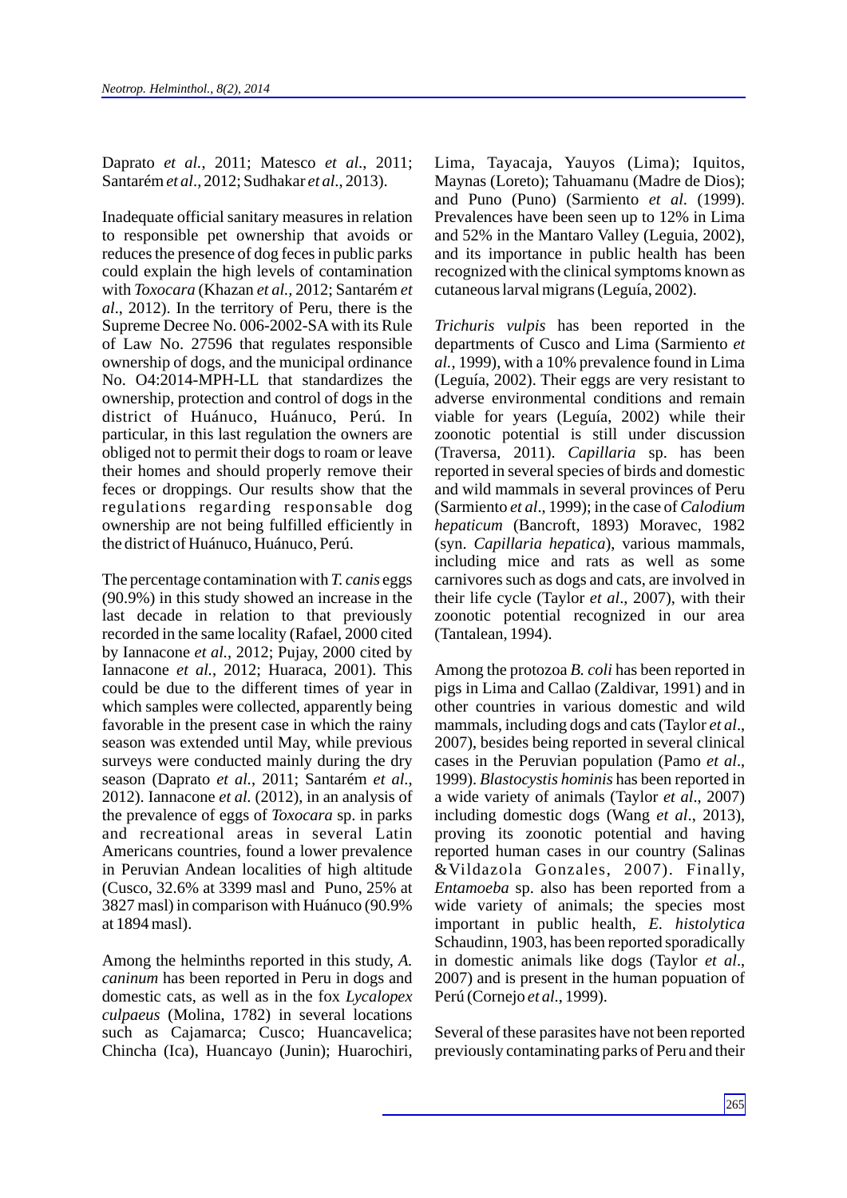Daprato *et al*., 2011; Matesco *et al*., 2011; Santarém *et al*., 2012; Sudhakar *et al*., 2013).

Inadequate official sanitary measures in relation to responsible pet ownership that avoids or reduces the presence of dog feces in public parks could explain the high levels of contamination with *Toxocara* (Khazan *et al.*, 2012; Santarém *et al*., 2012). In the territory of Peru, there is the Supreme Decree No. 006-2002-SA with its Rule of Law No. 27596 that regulates responsible ownership of dogs, and the municipal ordinance No. O4:2014-MPH-LL that standardizes the ownership, protection and control of dogs in the district of Huánuco, Huánuco, Perú. In particular, in this last regulation the owners are obliged not to permit their dogs to roam or leave their homes and should properly remove their feces or droppings. Our results show that the regulations regarding responsable dog ownership are not being fulfilled efficiently in the district of Huánuco, Huánuco, Perú.

The percentage contamination with *T. canis* eggs (90.9%) in this study showed an increase in the last decade in relation to that previously recorded in the same locality (Rafael, 2000 cited by Iannacone *et al.*, 2012; Pujay, 2000 cited by Iannacone *et al.*, 2012; Huaraca, 2001). This could be due to the different times of year in which samples were collected, apparently being favorable in the present case in which the rainy season was extended until May, while previous surveys were conducted mainly during the dry season (Daprato *et al.*, 2011; Santarém *et al.*, 2012). Iannacone *et al.* (2012), in an analysis of the prevalence of eggs of *Toxocara* sp. in parks and recreational areas in several Latin Americans countries, found a lower prevalence in Peruvian Andean localities of high altitude (Cusco, 32.6% at 3399 masl and Puno, 25% at 3827 masl) in comparison with Huánuco (90.9% at 1894 masl).

Among the helminths reported in this study, *A. caninum* has been reported in Peru in dogs and domestic cats, as well as in the fox *Lycalopex culpaeus* (Molina, 1782) in several locations such as Cajamarca; Cusco; Huancavelica; Chincha (Ica), Huancayo (Junin); Huarochiri, Lima, Tayacaja, Yauyos (Lima); Iquitos, Maynas (Loreto); Tahuamanu (Madre de Dios); and Puno (Puno) (Sarmiento *et al.* (1999). Prevalences have been seen up to 12% in Lima and 52% in the Mantaro Valley (Leguia, 2002), and its importance in public health has been recognized with the clinical symptoms known as cutaneous larval migrans (Leguía, 2002).

*Trichuris vulpis* has been reported in the departments of Cusco and Lima (Sarmiento *et al.*, 1999), with a 10% prevalence found in Lima (Leguía, 2002). Their eggs are very resistant to adverse environmental conditions and remain viable for years (Leguía, 2002) while their zoonotic potential is still under discussion (Traversa, 2011). *Capillaria* sp. has been reported in several species of birds and domestic and wild mammals in several provinces of Peru (Sarmiento *et al*., 1999); in the case of *Calodium hepaticum* (Bancroft, 1893) Moravec, 1982 (syn. *Capillaria hepatica*), various mammals, including mice and rats as well as some carnivores such as dogs and cats, are involved in their life cycle (Taylor *et al*., 2007), with their zoonotic potential recognized in our area (Tantalean, 1994).

Among the protozoa *B. coli* has been reported in pigs in Lima and Callao (Zaldivar, 1991) and in other countries in various domestic and wild mammals, including dogs and cats (Taylor *et al*., 2007), besides being reported in several clinical cases in the Peruvian population (Pamo *et al*., 1999). *Blastocystis hominis* has been reported in a wide variety of animals (Taylor *et al*., 2007) including domestic dogs (Wang *et al*., 2013), proving its zoonotic potential and having reported human cases in our country (Salinas &Vildazola Gonzales, 2007). Finally, *Entamoeba* sp. also has been reported from a wide variety of animals; the species most important in public health, *E. histolytica* Schaudinn, 1903, has been reported sporadically in domestic animals like dogs (Taylor *et al*., 2007) and is present in the human popuation of Perú (Cornejo *et al*., 1999).

Several of these parasites have not been reported previously contaminating parks of Peru and their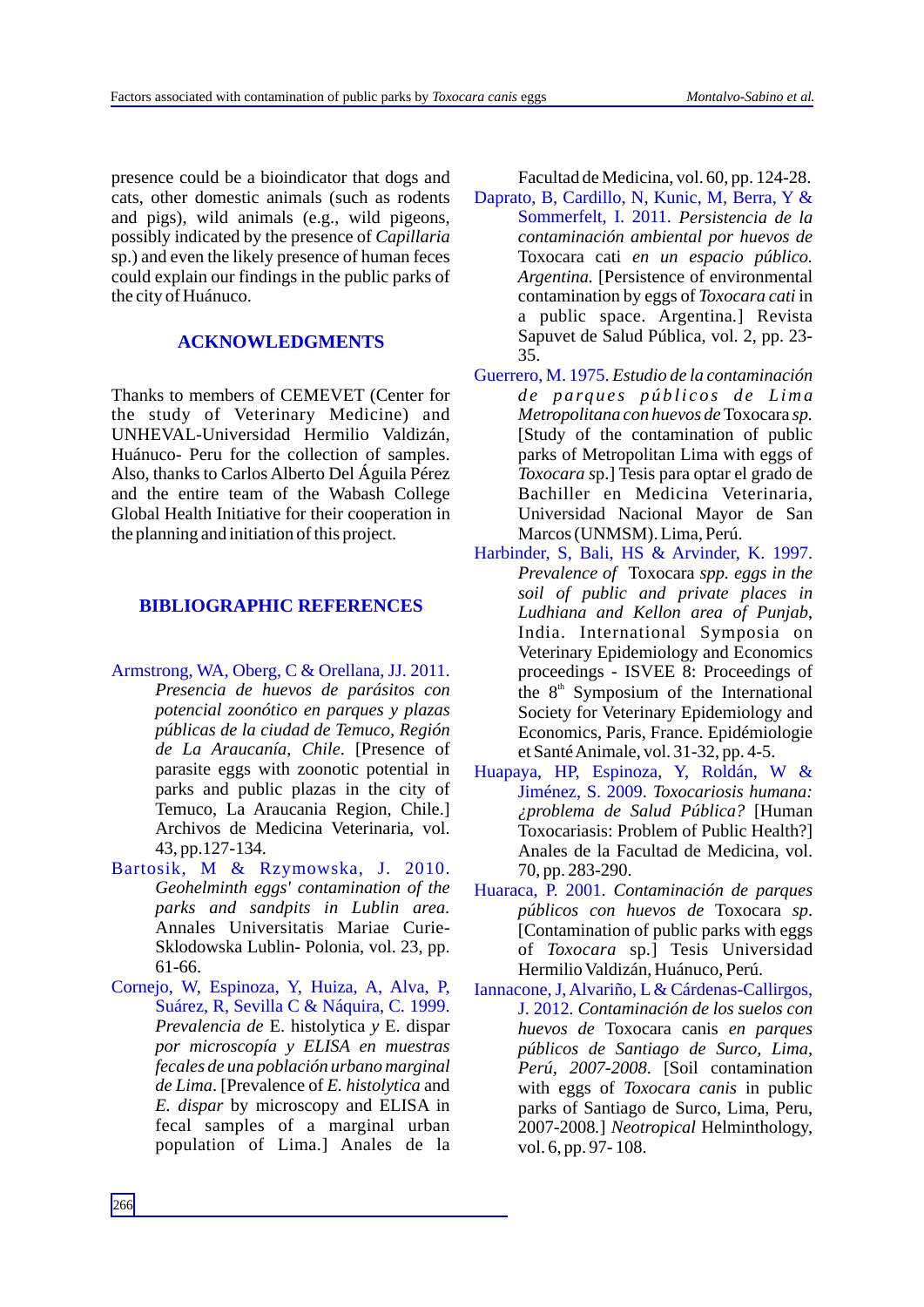presence could be a bioindicator that dogs and cats, other domestic animals (such as rodents and pigs), wild animals (e.g., wild pigeons, possibly indicated by the presence of *Capillaria* sp.) and even the likely presence of human feces could explain our findings in the public parks of the city of Huánuco.

## ACKNOWLEDGMENTS

Thanks to members of CEMEVET (Center for the study of Veterinary Medicine) and UNHEVAL-Universidad Hermilio Valdizán, Huánuco- Peru for the collection of samples. Also, thanks to Carlos Alberto Del Águila Pérez and the entire team of the Wabash College Global Health Initiative for their cooperation in the planning and initiation of this project.

## BIBLIOGRAPHIC REFERENCES

Armstrong, WA, Oberg, C & Orellana, JJ. 2011. *Presencia de huevos de parásitos con potencial zoonótico en parques y plazas públicas de la ciudad de Temuco, Región de La Araucanía, Chile*. [Presence of parasite eggs with zoonotic potential in parks and public plazas in the city of Temuco, La Araucania Region, Chile.] Archivos de Medicina Veterinaria, vol. 43, pp.127-134.

Bartosik, M & Rzymowska, J. 2010. *Geohelminth eggs' contamination of the parks and sandpits in Lublin area*. Annales Universitatis Mariae Curie-Sklodowska Lublin- Polonia, vol. 23, pp. 61-66.

Cornejo, W, Espinoza, Y, Huiza, A, Alva, P, Suárez, R, Sevilla C & Náquira, C. 1999. *Prevalencia de* E. histolytica *y* E. dispar *por microscopía y ELISA en muestras fecales de una población urbano marginal de Lima*. [Prevalence of *E. histolytica* and *E. dispar* by microscopy and ELISA in fecal samples of a marginal urban population of Lima.] Anales de la Facultad de Medicina, vol. 60, pp. 124-28.

Daprato, B, Cardillo, N, Kunic, M, Berra, Y & Sommerfelt, I. 2011. *Persistencia de la contaminación ambiental por huevos de* Toxocara cati *en un espacio público. Argentina.* [Persistence of environmental contamination by eggs of *Toxocara cati* in a public space. Argentina.] Revista Sapuvet de Salud Pública, vol. 2, pp. 23-35.

Guerrero, M. 1975. *Estudio de la contaminación de parques públicos de Lima Metropolitana con huevos de* Toxocara *sp.* [Study of the contamination of public parks of Metropolitan Lima with eggs of *Toxocara* sp.] Tesis para optar el grado de Bachiller en Medicina Veterinaria, Universidad Nacional Mayor de San Marcos (UNMSM). Lima, Perú.

Harbinder, S, Bali, HS & Arvinder, K. 1997. *Prevalence of* Toxocara *spp. eggs in the soil of public and private places in Ludhiana and Kellon area of Punjab*, India. International Symposia on Veterinary Epidemiology and Economics proceedings - ISVEE 8: Proceedings of the 8th Symposium of the International Society for Veterinary Epidemiology and Economics, Paris, France. Epidémiologie et Santé Animale, vol. 31-32, pp. 4-5.

Huapaya, HP, Espinoza, Y, Roldán, W & Jiménez, S. 2009. *Toxocariosis humana: ¿problema de Salud Pública?* [Human Toxocariasis: Problem of Public Health?] Anales de la Facultad de Medicina, vol. 70, pp. 283-290.

Huaraca, P. 2001. *Contaminación de parques públicos con huevos de* Toxocara *sp*. [Contamination of public parks with eggs of *Toxocara* sp.] Tesis Universidad Hermilio Valdizán, Huánuco, Perú.

Iannacone, J, Alvariño, L & Cárdenas-Callirgos, J. 2012. *Contaminación de los suelos con huevos de* Toxocara canis *en parques públicos de Santiago de Surco, Lima, Perú, 2007-2008*. [Soil contamination with eggs of *Toxocara canis* in public parks of Santiago de Surco, Lima, Peru, 2007-2008.] *Neotropical* Helminthology, vol. 6, pp. 97- 108.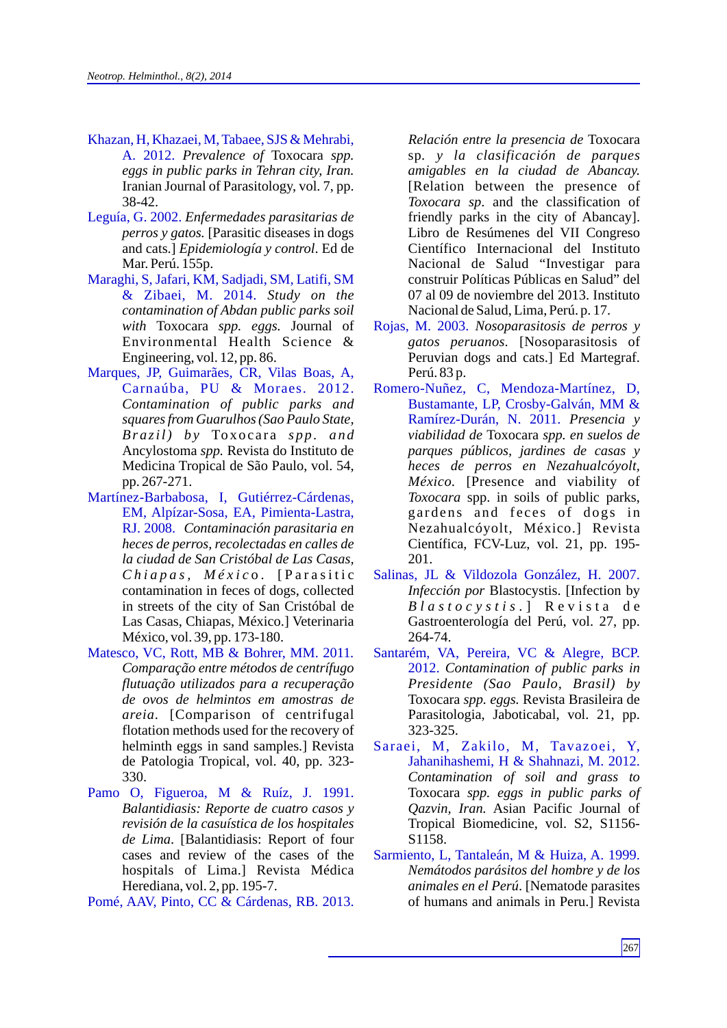Khazan, H, Khazaei, M, Tabaee, SJS & Mehrabi, A. 2012. *Prevalence of* Toxocara *spp. eggs in public parks in Tehran city, Iran.* Iranian Journal of Parasitology, vol. 7, pp. 38-42.

Leguía, G. 2002. *Enfermedades parasitarias de perros y gatos.* [Parasitic diseases in dogs and cats.] *Epidemiología y control*. Ed de Mar. Perú. 155p.

Maraghi, S, Jafari, KM, Sadjadi, SM, Latifi, SM & Zibaei, M. 2014. *Study on the contamination of Abdan public parks soil with* Toxocara *spp. eggs.* Journal of Environmental Health Science & Engineering, vol. 12, pp. 86.

Marques, JP, Guimarães, CR, Vilas Boas, A, Carnaúba, PU & Moraes. 2012. *Contamination of public parks and squares from Guarulhos (Sao Paulo State, Brazil) by* Toxocara *spp. and* Ancylostoma *spp.* Revista do Instituto de Medicina Tropical de São Paulo, vol. 54, pp. 267-271.

Martínez-Barbabosa, I, Gutiérrez-Cárdenas, EM, Alpízar-Sosa, EA, Pimienta-Lastra, RJ. 2008. *Contaminación parasitaria en heces de perros, recolectadas en calles de la ciudad de San Cristóbal de Las Casas, Chiapas, México*. [Parasitic contamination in feces of dogs, collected in streets of the city of San Cristóbal de Las Casas, Chiapas, México.] Veterinaria México, vol. 39, pp. 173-180.

Matesco, VC, Rott, MB & Bohrer, MM. 2011. *Comparação entre métodos de centrífugo flutuação utilizados para a recuperação de ovos de helmintos em amostras de areia*. [Comparison of centrifugal flotation methods used for the recovery of helminth eggs in sand samples.] Revista de Patologia Tropical, vol. 40, pp. 323-330.

Pamo O, Figueroa, M & Ruíz, J. 1991. *Balantidiasis: Reporte de cuatro casos y revisión de la casuística de los hospitales de Lima*. [Balantidiasis: Report of four cases and review of the cases of the hospitals of Lima.] Revista Médica Herediana, vol. 2, pp. 195-7.

Pomé, AAV, Pinto, CC & Cárdenas, RB. 2013. *Relación entre la presencia de* Toxocara sp. *y la clasificación de parques amigables en la ciudad de Abancay.* [Relation between the presence of *Toxocara sp.* and the classification of friendly parks in the city of Abancay]. Libro de Resúmenes del VII Congreso Científico Internacional del Instituto Nacional de Salud "Investigar para construir Políticas Públicas en Salud" del 07 al 09 de noviembre del 2013. Instituto Nacional de Salud, Lima, Perú. p. 17.

Rojas, M. 2003. *Nosoparasitosis de perros y gatos peruanos.* [Nosoparasitosis of Peruvian dogs and cats.] Ed Martegraf. Perú. 83 p.

Romero-Nuñez, C, Mendoza-Martínez, D, Bustamante, LP, Crosby-Galván, MM & Ramírez-Durán, N. 2011. *Presencia y viabilidad de* Toxocara *spp. en suelos de parques públicos, jardines de casas y heces de perros en Nezahualcóyolt, México*. [Presence and viability of *Toxocara* spp. in soils of public parks, gardens and feces of dogs in Nezahualcóyolt, México.] Revista Científica, FCV-Luz, vol. 21, pp. 195-201.

Salinas, JL & Vildozola González, H. 2007. *Infección por* Blastocystis. [Infection by *Blastocystis*.] Revista de Gastroenterología del Perú, vol. 27, pp. 264-74.

Santarém, VA, Pereira, VC & Alegre, BCP. 2012. *Contamination of public parks in Presidente (Sao Paulo, Brasil) by* Toxocara *spp. eggs.* Revista Brasileira de Parasitologia, Jaboticabal, vol. 21, pp. 323-325.

Saraei, M, Zakilo, M, Tavazoei, Y, Jahanihashemi, H & Shahnazi, M. 2012. *Contamination of soil and grass to* Toxocara *spp. eggs in public parks of Qazvin, Iran.* Asian Pacific Journal of Tropical Biomedicine, vol. S2, S1156-S1158.

Sarmiento, L, Tantaleán, M & Huiza, A. 1999. *Nemátodos parásitos del hombre y de los animales en el Perú*. [Nematode parasites of humans and animals in Peru.] Revista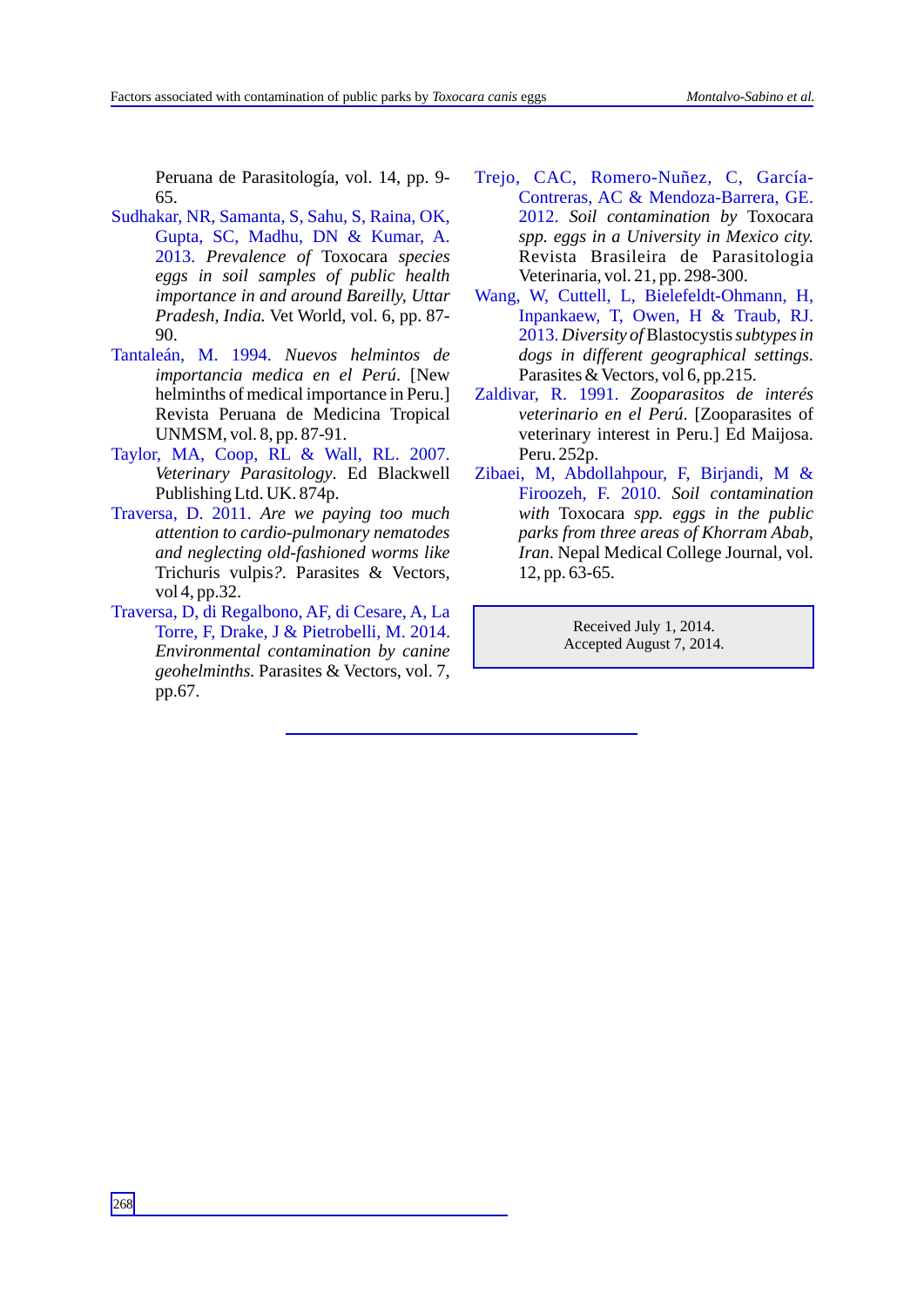Peruana de Parasitología, vol. 14, pp. 9-65.

Sudhakar, NR, Samanta, S, Sahu, S, Raina, OK, Gupta, SC, Madhu, DN & Kumar, A. 2013. *Prevalence of* Toxocara *species eggs in soil samples of public health importance in and around Bareilly, Uttar Pradesh, India.* Vet World, vol. 6, pp. 87-90.

Tantaleán, M. 1994. *Nuevos helmintos de importancia medica en el Perú*. [New helminths of medical importance in Peru.] Revista Peruana de Medicina Tropical UNMSM, vol. 8, pp. 87-91.

Taylor, MA, Coop, RL & Wall, RL. 2007. *Veterinary Parasitology*. Ed Blackwell Publishing Ltd. UK. 874p.

Traversa, D. 2011. *Are we paying too much attention to cardio-pulmonary nematodes and neglecting old-fashioned worms like* Trichuris vulpis*?*. Parasites & Vectors, vol 4, pp.32.

Traversa, D, di Regalbono, AF, di Cesare, A, La Torre, F, Drake, J & Pietrobelli, M. 2014. *Environmental contamination by canine geohelminths.* Parasites & Vectors, vol. 7, pp.67.

Trejo, CAC, Romero-Nuñez, C, García-Contreras, AC & Mendoza-Barrera, GE. 2012. *Soil contamination by* Toxocara *spp. eggs in a University in Mexico city.* Revista Brasileira de Parasitologia Veterinaria, vol. 21, pp. 298-300.

Wang, W, Cuttell, L, Bielefeldt-Ohmann, H, Inpankaew, T, Owen, H & Traub, RJ. 2013. *Diversity of* Blastocystis *subtypes in dogs in different geographical settings.* Parasites & Vectors, vol 6, pp.215.

Zaldivar, R. 1991. *Zooparasitos de interés veterinario en el Perú*. [Zooparasites of veterinary interest in Peru.] Ed Maijosa. Peru. 252p.

Zibaei, M, Abdollahpour, F, Birjandi, M & Firoozeh, F. 2010. *Soil contamination with* Toxocara *spp. eggs in the public parks from three areas of Khorram Abab, Iran.* Nepal Medical College Journal, vol. 12, pp. 63-65.

Received July 1, 2014.
Accepted August 7, 2014.